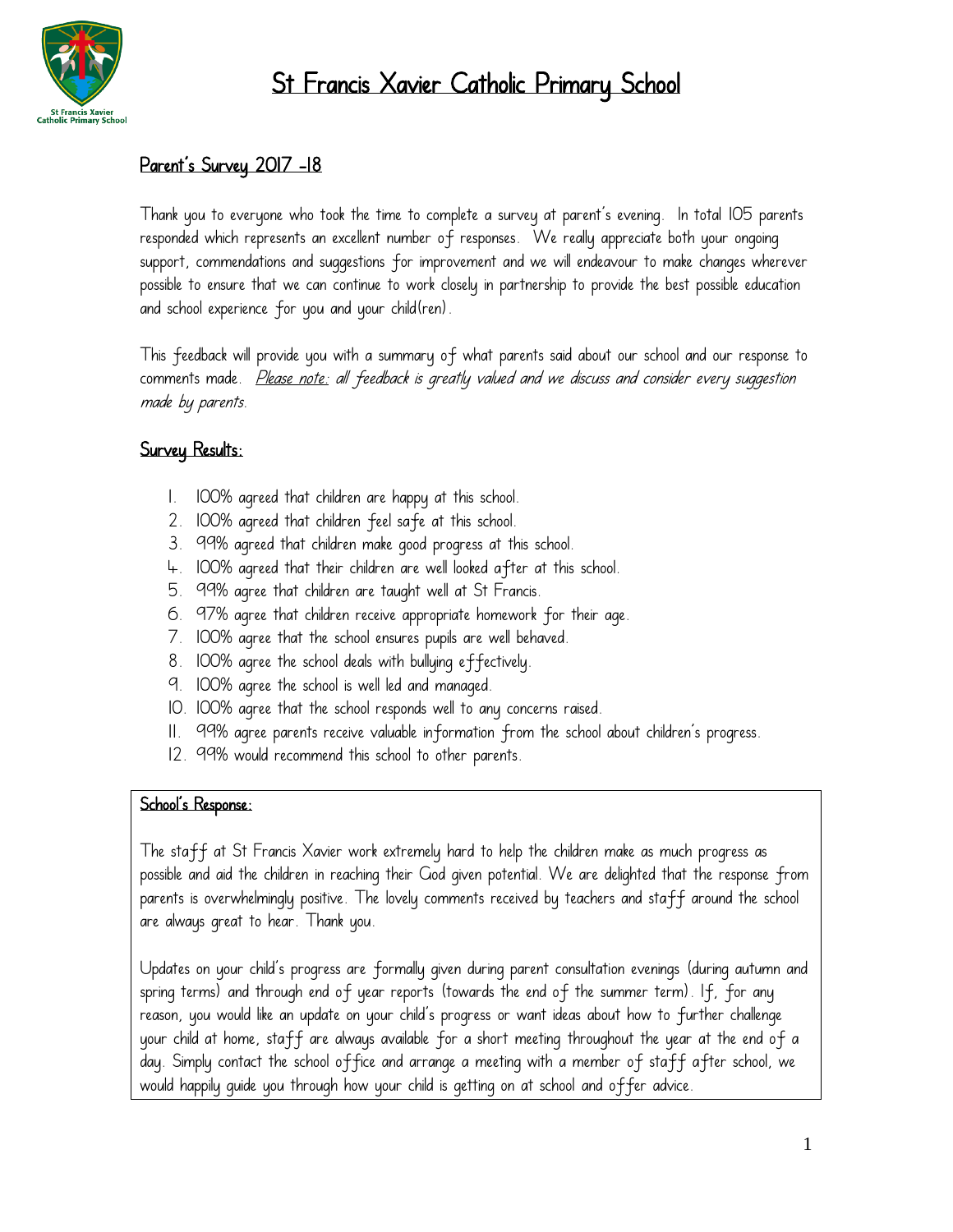# St Francis Xavier Catholic Primary School

## Parent's Survey 2017 -18

Thank you to everyone who took the time to complete a survey at parent's evening. In total 105 parents responded which represents an excellent number of responses. We really appreciate both your ongoing support, commendations and suggestions for improvement and we will endeavour to make changes wherever possible to ensure that we can continue to work closely in partnership to provide the best possible education and school experience for you and your child(ren).

This feedback will provide you with a summary of what parents said about our school and our response to comments made. *Please note: all feedback is greatly valued and we discuss and consider every suggestion made by parents.*

## Survey Results:

1. 100% agreed that children are happy at this school.
2. 100% agreed that children feel safe at this school.
3. 99% agreed that children make good progress at this school.
4. 100% agreed that their children are well looked after at this school.
5. 99% agree that children are taught well at St Francis.
6. 97% agree that children receive appropriate homework for their age.
7. 100% agree that the school ensures pupils are well behaved.
8. 100% agree the school deals with bullying effectively.
9. 100% agree the school is well led and managed.
10. 100% agree that the school responds well to any concerns raised.
11. 99% agree parents receive valuable information from the school about children's progress.
12. 99% would recommend this school to other parents.

### School's Response:

The staff at St Francis Xavier work extremely hard to help the children make as much progress as possible and aid the children in reaching their God given potential. We are delighted that the response from parents is overwhelmingly positive. The lovely comments received by teachers and staff around the school are always great to hear. Thank you.

Updates on your child's progress are formally given during parent consultation evenings (during autumn and spring terms) and through end of year reports (towards the end of the summer term). If, for any reason, you would like an update on your child's progress or want ideas about how to further challenge your child at home, staff are always available for a short meeting throughout the year at the end of a day. Simply contact the school office and arrange a meeting with a member of staff after school, we would happily guide you through how your child is getting on at school and offer advice.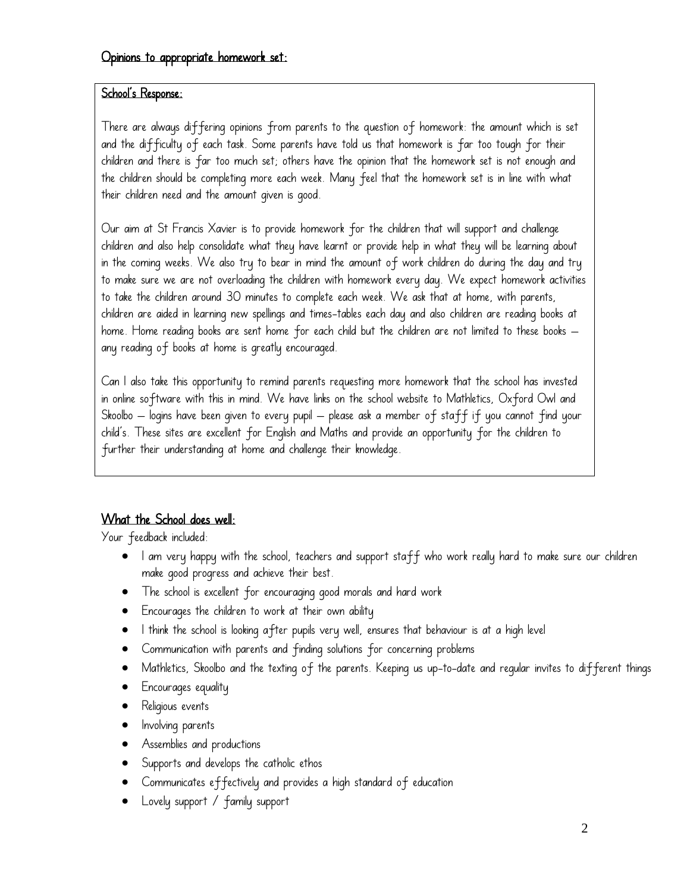## Opinions to appropriate homework set:

### School's Response:

There are always differing opinions from parents to the question of homework: the amount which is set and the difficulty of each task. Some parents have told us that homework is far too tough for their children and there is far too much set; others have the opinion that the homework set is not enough and the children should be completing more each week. Many feel that the homework set is in line with what their children need and the amount given is good.

Our aim at St Francis Xavier is to provide homework for the children that will support and challenge children and also help consolidate what they have learnt or provide help in what they will be learning about in the coming weeks. We also try to bear in mind the amount of work children do during the day and try to make sure we are not overloading the children with homework every day. We expect homework activities to take the children around 30 minutes to complete each week. We ask that at home, with parents, children are aided in learning new spellings and times-tables each day and also children are reading books at home. Home reading books are sent home for each child but the children are not limited to these books – any reading of books at home is greatly encouraged.

Can I also take this opportunity to remind parents requesting more homework that the school has invested in online software with this in mind. We have links on the school website to Mathletics, Oxford Owl and Skoolbo – logins have been given to every pupil – please ask a member of staff if you cannot find your child's. These sites are excellent for English and Maths and provide an opportunity for the children to further their understanding at home and challenge their knowledge.

## What the School does well:

Your feedback included:

- I am very happy with the school, teachers and support staff who work really hard to make sure our children make good progress and achieve their best.
- The school is excellent for encouraging good morals and hard work
- Encourages the children to work at their own ability
- I think the school is looking after pupils very well, ensures that behaviour is at a high level
- Communication with parents and finding solutions for concerning problems
- Mathletics, Skoolbo and the texting of the parents. Keeping us up-to-date and regular invites to different things
- Encourages equality
- Religious events
- Involving parents
- Assemblies and productions
- Supports and develops the catholic ethos
- Communicates effectively and provides a high standard of education
- Lovely support / family support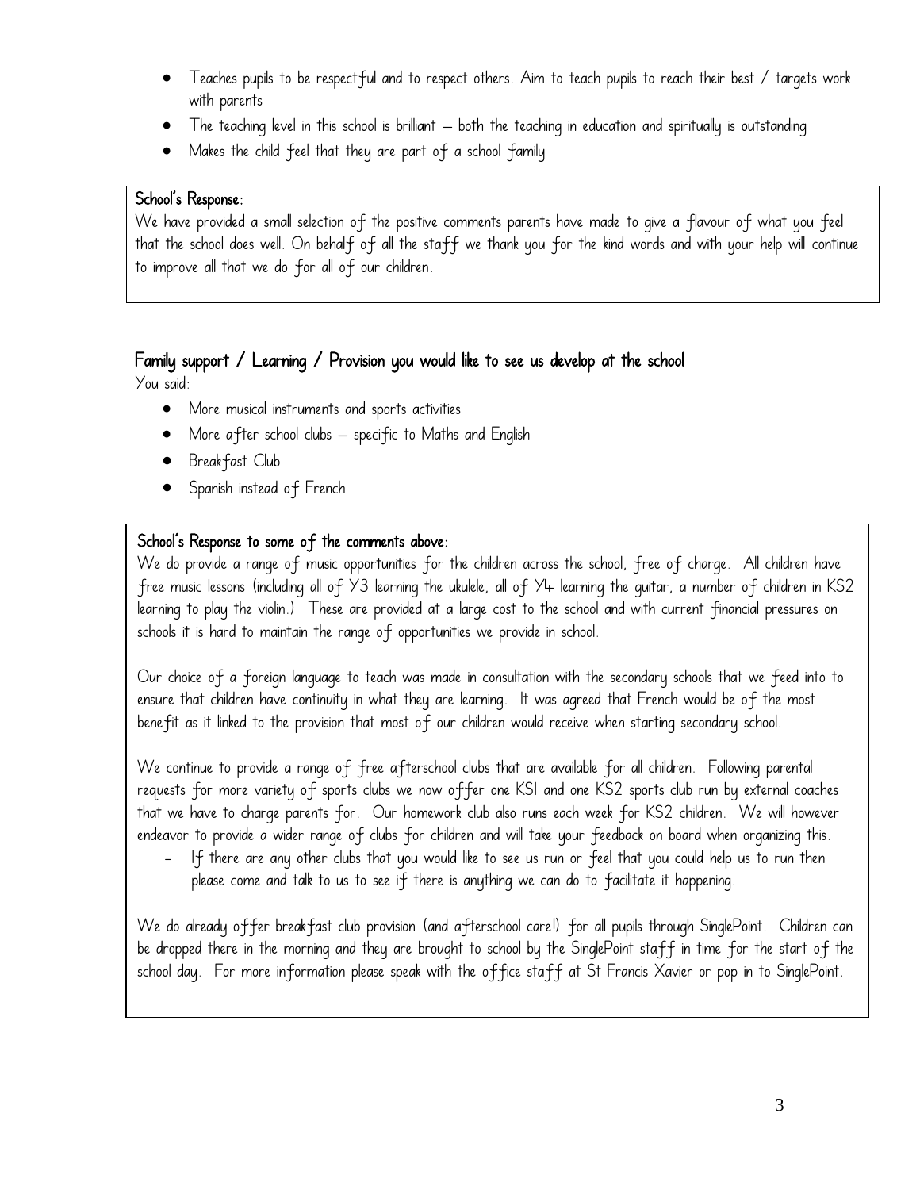- Teaches pupils to be respectful and to respect others. Aim to teach pupils to reach their best / targets work with parents
- The teaching level in this school is brilliant – both the teaching in education and spiritually is outstanding
- Makes the child feel that they are part of a school family

**School's Response:**

We have provided a small selection of the positive comments parents have made to give a flavour of what you feel that the school does well. On behalf of all the staff we thank you for the kind words and with your help will continue to improve all that we do for all of our children.

## Family support / Learning / Provision you would like to see us develop at the school

You said:

- More musical instruments and sports activities
- More after school clubs – specific to Maths and English
- Breakfast Club
- Spanish instead of French

**School's Response to some of the comments above:**

We do provide a range of music opportunities for the children across the school, free of charge. All children have free music lessons (including all of Y3 learning the ukulele, all of Y4 learning the guitar, a number of children in KS2 learning to play the violin.) These are provided at a large cost to the school and with current financial pressures on schools it is hard to maintain the range of opportunities we provide in school.

Our choice of a foreign language to teach was made in consultation with the secondary schools that we feed into to ensure that children have continuity in what they are learning. It was agreed that French would be of the most benefit as it linked to the provision that most of our children would receive when starting secondary school.

We continue to provide a range of free afterschool clubs that are available for all children. Following parental requests for more variety of sports clubs we now offer one KS1 and one KS2 sports club run by external coaches that we have to charge parents for. Our homework club also runs each week for KS2 children. We will however endeavor to provide a wider range of clubs for children and will take your feedback on board when organizing this.

- If there are any other clubs that you would like to see us run or feel that you could help us to run then please come and talk to us to see if there is anything we can do to facilitate it happening.

We do already offer breakfast club provision (and afterschool care!) for all pupils through SinglePoint. Children can be dropped there in the morning and they are brought to school by the SinglePoint staff in time for the start of the school day. For more information please speak with the office staff at St Francis Xavier or pop in to SinglePoint.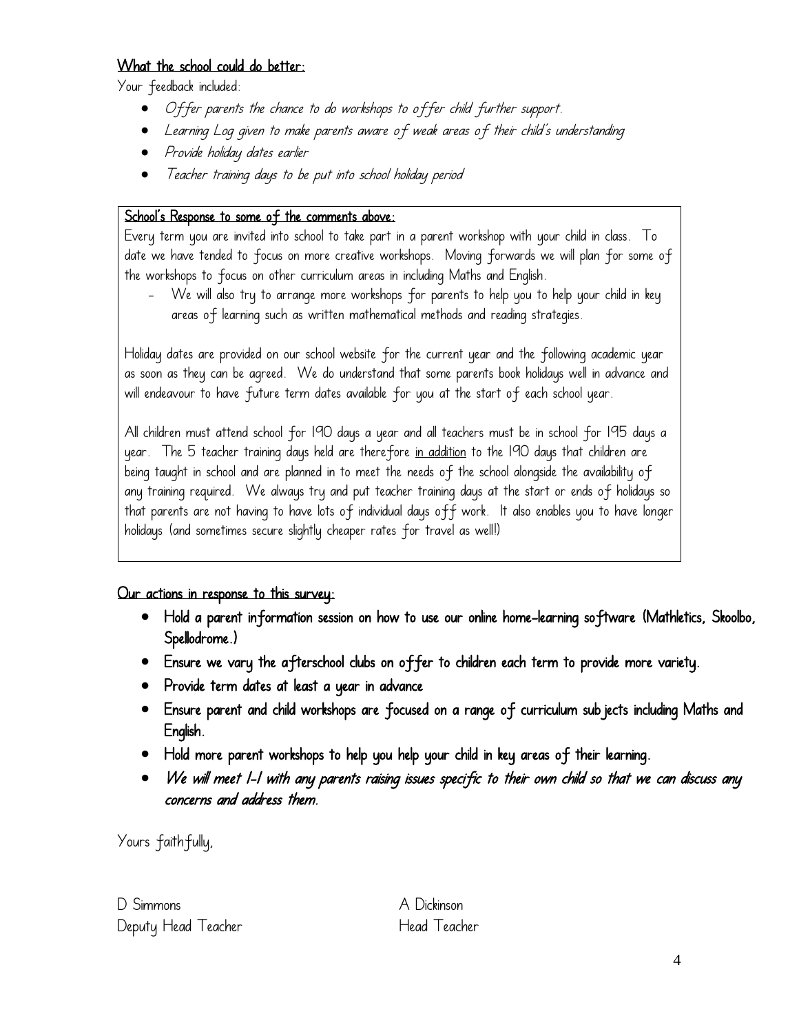**What the school could do better:**

Your feedback included:

- *Offer parents the chance to do workshops to offer child further support.*
- *Learning Log given to make parents aware of weak areas of their child's understanding*
- *Provide holiday dates earlier*
- *Teacher training days to be put into school holiday period*

**School's Response to some of the comments above:**

Every term you are invited into school to take part in a parent workshop with your child in class. To date we have tended to focus on more creative workshops. Moving forwards we will plan for some of the workshops to focus on other curriculum areas in including Maths and English.

- We will also try to arrange more workshops for parents to help you to help your child in key areas of learning such as written mathematical methods and reading strategies.

Holiday dates are provided on our school website for the current year and the following academic year as soon as they can be agreed. We do understand that some parents book holidays well in advance and will endeavour to have future term dates available for you at the start of each school year.

All children must attend school for 190 days a year and all teachers must be in school for 195 days a year. The 5 teacher training days held are therefore in addition to the 190 days that children are being taught in school and are planned in to meet the needs of the school alongside the availability of any training required. We always try and put teacher training days at the start or ends of holidays so that parents are not having to have lots of individual days off work. It also enables you to have longer holidays (and sometimes secure slightly cheaper rates for travel as well!)

**Our actions in response to this survey:**

- **Hold a parent information session on how to use our online home-learning software (Mathletics, Skoolbo, Spellodrome.)**
- **Ensure we vary the afterschool clubs on offer to children each term to provide more variety.**
- **Provide term dates at least a year in advance**
- **Ensure parent and child workshops are focused on a range of curriculum subjects including Maths and English.**
- **Hold more parent workshops to help you help your child in key areas of their learning.**
- ***We will meet 1-1 with any parents raising issues specific to their own child so that we can discuss any concerns and address them.***

Yours faithfully,

D Simmons
Deputy Head Teacher

A Dickinson
Head Teacher